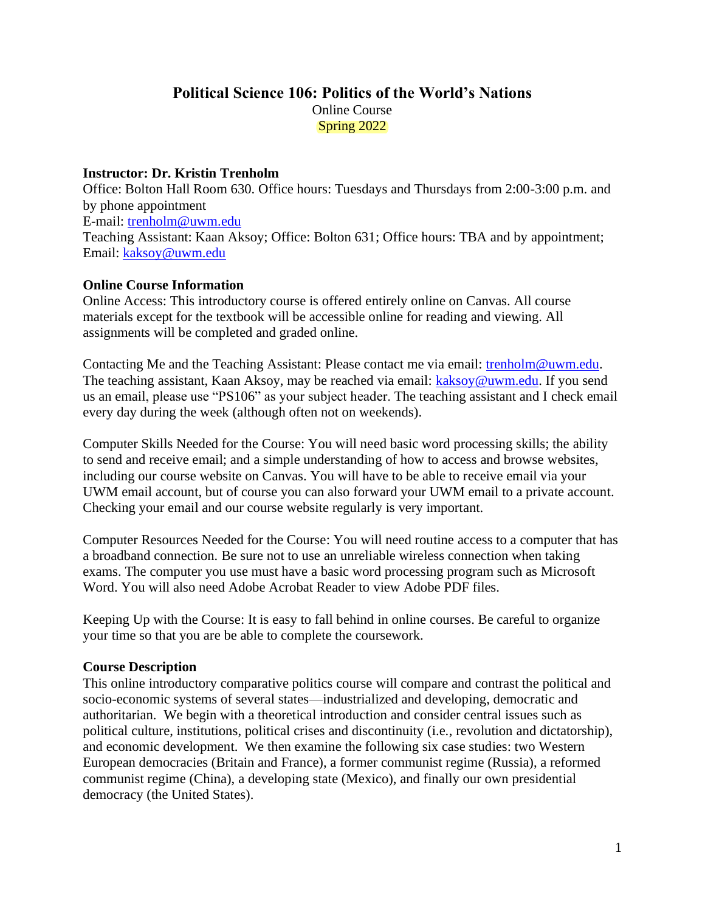# Political Science 106: Politics of the World's Nations

Online Course

Spring 2022

**Instructor: Dr. Kristin Trenholm**

Office: Bolton Hall Room 630. Office hours: Tuesdays and Thursdays from 2:00-3:00 p.m. and by phone appointment

E-mail: trenholm@uwm.edu

Teaching Assistant: Kaan Aksoy; Office: Bolton 631; Office hours: TBA and by appointment; Email: kaksoy@uwm.edu

**Online Course Information**

Online Access: This introductory course is offered entirely online on Canvas. All course materials except for the textbook will be accessible online for reading and viewing. All assignments will be completed and graded online.

Contacting Me and the Teaching Assistant: Please contact me via email: trenholm@uwm.edu. The teaching assistant, Kaan Aksoy, may be reached via email: kaksoy@uwm.edu. If you send us an email, please use "PS106" as your subject header. The teaching assistant and I check email every day during the week (although often not on weekends).

Computer Skills Needed for the Course: You will need basic word processing skills; the ability to send and receive email; and a simple understanding of how to access and browse websites, including our course website on Canvas. You will have to be able to receive email via your UWM email account, but of course you can also forward your UWM email to a private account. Checking your email and our course website regularly is very important.

Computer Resources Needed for the Course: You will need routine access to a computer that has a broadband connection. Be sure not to use an unreliable wireless connection when taking exams. The computer you use must have a basic word processing program such as Microsoft Word. You will also need Adobe Acrobat Reader to view Adobe PDF files.

Keeping Up with the Course: It is easy to fall behind in online courses. Be careful to organize your time so that you are be able to complete the coursework.

**Course Description**

This online introductory comparative politics course will compare and contrast the political and socio-economic systems of several states—industrialized and developing, democratic and authoritarian. We begin with a theoretical introduction and consider central issues such as political culture, institutions, political crises and discontinuity (i.e., revolution and dictatorship), and economic development. We then examine the following six case studies: two Western European democracies (Britain and France), a former communist regime (Russia), a reformed communist regime (China), a developing state (Mexico), and finally our own presidential democracy (the United States).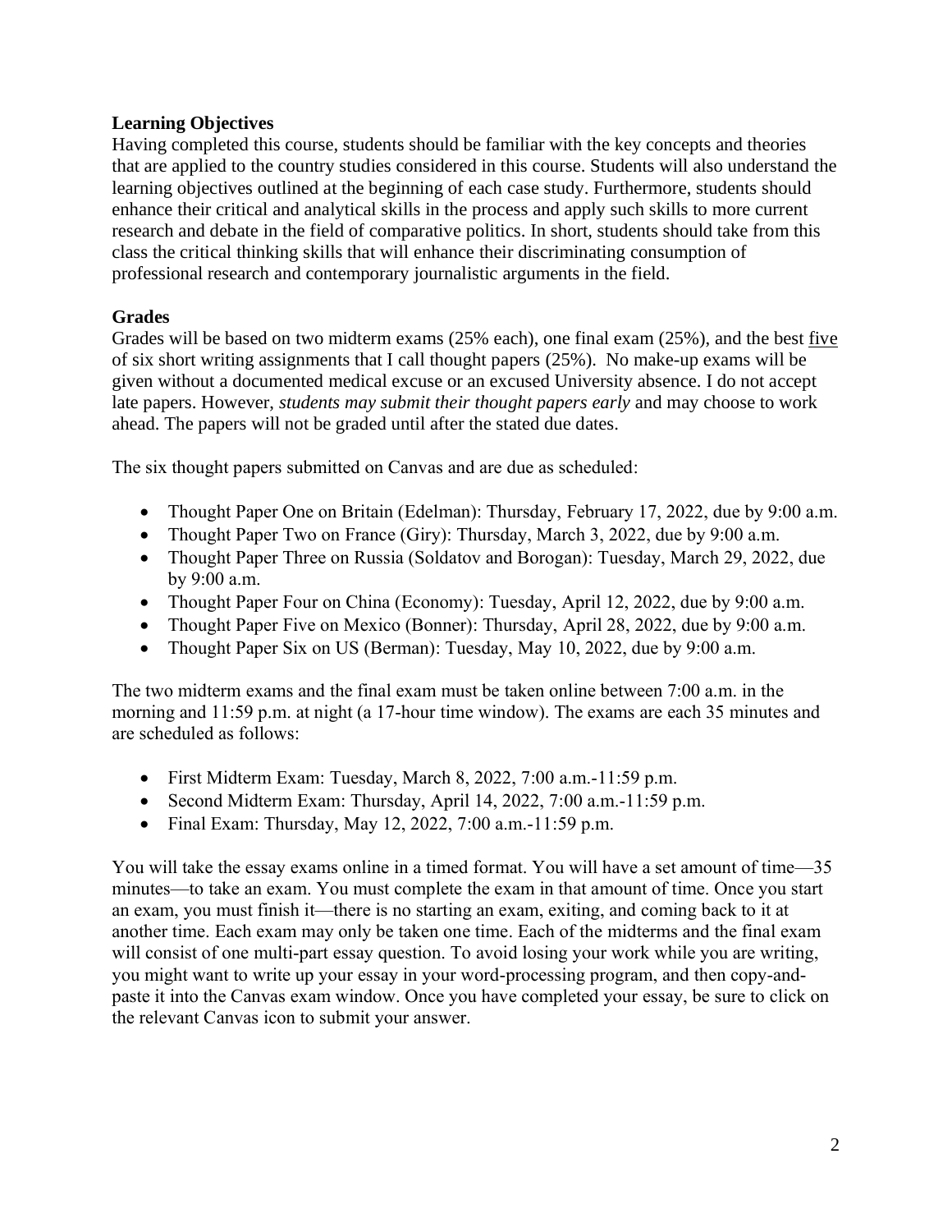**Learning Objectives**

Having completed this course, students should be familiar with the key concepts and theories that are applied to the country studies considered in this course. Students will also understand the learning objectives outlined at the beginning of each case study. Furthermore, students should enhance their critical and analytical skills in the process and apply such skills to more current research and debate in the field of comparative politics. In short, students should take from this class the critical thinking skills that will enhance their discriminating consumption of professional research and contemporary journalistic arguments in the field.

**Grades**

Grades will be based on two midterm exams (25% each), one final exam (25%), and the best <u>five</u> of six short writing assignments that I call thought papers (25%). No make-up exams will be given without a documented medical excuse or an excused University absence. I do not accept late papers. However, *students may submit their thought papers early* and may choose to work ahead. The papers will not be graded until after the stated due dates.

The six thought papers submitted on Canvas and are due as scheduled:

- Thought Paper One on Britain (Edelman): Thursday, February 17, 2022, due by 9:00 a.m.
- Thought Paper Two on France (Giry): Thursday, March 3, 2022, due by 9:00 a.m.
- Thought Paper Three on Russia (Soldatov and Borogan): Tuesday, March 29, 2022, due by 9:00 a.m.
- Thought Paper Four on China (Economy): Tuesday, April 12, 2022, due by 9:00 a.m.
- Thought Paper Five on Mexico (Bonner): Thursday, April 28, 2022, due by 9:00 a.m.
- Thought Paper Six on US (Berman): Tuesday, May 10, 2022, due by 9:00 a.m.

The two midterm exams and the final exam must be taken online between 7:00 a.m. in the morning and 11:59 p.m. at night (a 17-hour time window). The exams are each 35 minutes and are scheduled as follows:

- First Midterm Exam: Tuesday, March 8, 2022, 7:00 a.m.-11:59 p.m.
- Second Midterm Exam: Thursday, April 14, 2022, 7:00 a.m.-11:59 p.m.
- Final Exam: Thursday, May 12, 2022, 7:00 a.m.-11:59 p.m.

You will take the essay exams online in a timed format. You will have a set amount of time—35 minutes—to take an exam. You must complete the exam in that amount of time. Once you start an exam, you must finish it—there is no starting an exam, exiting, and coming back to it at another time. Each exam may only be taken one time. Each of the midterms and the final exam will consist of one multi-part essay question. To avoid losing your work while you are writing, you might want to write up your essay in your word-processing program, and then copy-and-paste it into the Canvas exam window. Once you have completed your essay, be sure to click on the relevant Canvas icon to submit your answer.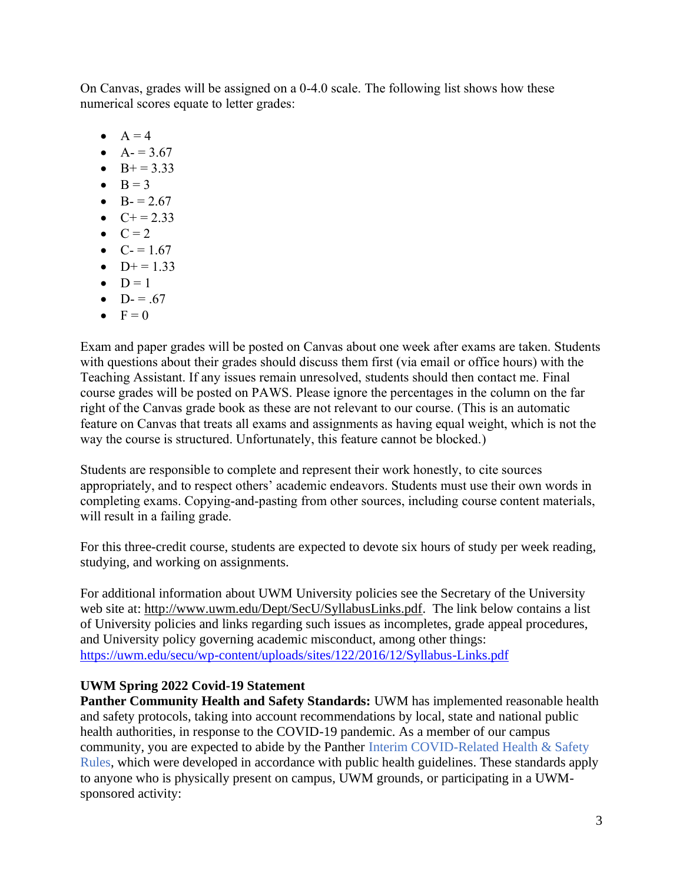On Canvas, grades will be assigned on a 0-4.0 scale. The following list shows how these numerical scores equate to letter grades:

- A = 4
- A- = 3.67
- B+ = 3.33
- B = 3
- B- = 2.67
- C+ = 2.33
- C = 2
- C- = 1.67
- D+ = 1.33
- D = 1
- D- = .67
- F = 0

Exam and paper grades will be posted on Canvas about one week after exams are taken. Students with questions about their grades should discuss them first (via email or office hours) with the Teaching Assistant. If any issues remain unresolved, students should then contact me. Final course grades will be posted on PAWS. Please ignore the percentages in the column on the far right of the Canvas grade book as these are not relevant to our course. (This is an automatic feature on Canvas that treats all exams and assignments as having equal weight, which is not the way the course is structured. Unfortunately, this feature cannot be blocked.)

Students are responsible to complete and represent their work honestly, to cite sources appropriately, and to respect others' academic endeavors. Students must use their own words in completing exams. Copying-and-pasting from other sources, including course content materials, will result in a failing grade.

For this three-credit course, students are expected to devote six hours of study per week reading, studying, and working on assignments.

For additional information about UWM University policies see the Secretary of the University web site at: http://www.uwm.edu/Dept/SecU/SyllabusLinks.pdf. The link below contains a list of University policies and links regarding such issues as incompletes, grade appeal procedures, and University policy governing academic misconduct, among other things: https://uwm.edu/secu/wp-content/uploads/sites/122/2016/12/Syllabus-Links.pdf

**UWM Spring 2022 Covid-19 Statement**

**Panther Community Health and Safety Standards:** UWM has implemented reasonable health and safety protocols, taking into account recommendations by local, state and national public health authorities, in response to the COVID-19 pandemic. As a member of our campus community, you are expected to abide by the Panther Interim COVID-Related Health & Safety Rules, which were developed in accordance with public health guidelines. These standards apply to anyone who is physically present on campus, UWM grounds, or participating in a UWM-sponsored activity: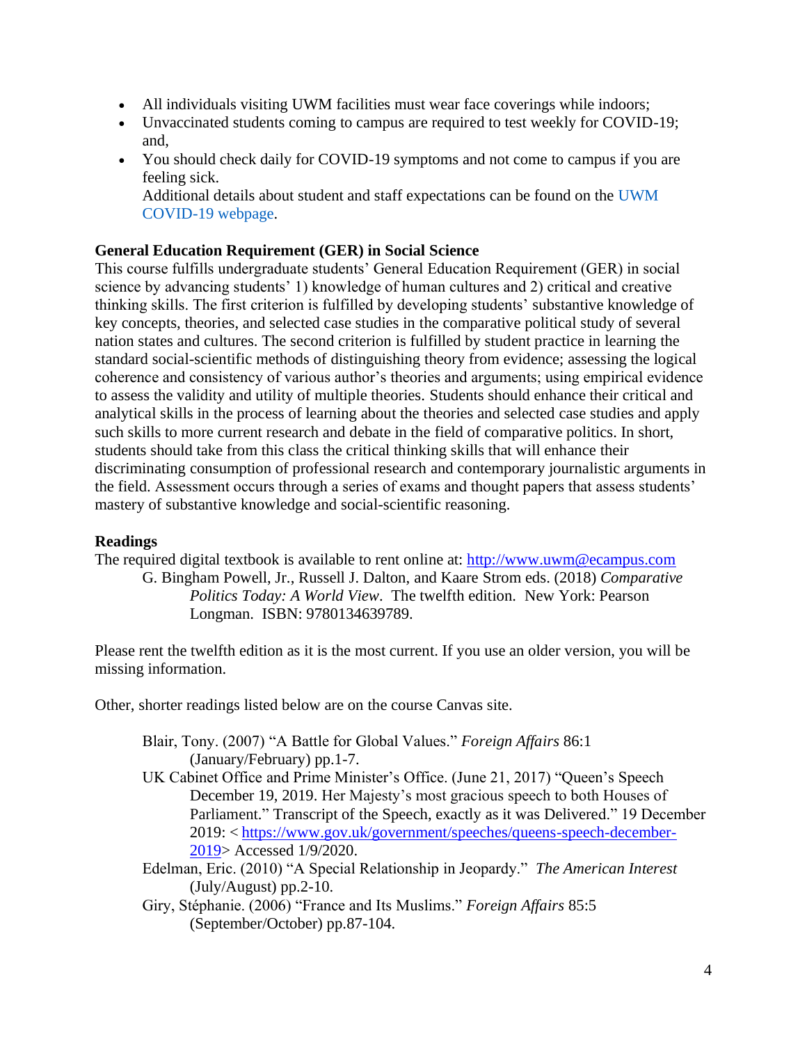- All individuals visiting UWM facilities must wear face coverings while indoors;
- Unvaccinated students coming to campus are required to test weekly for COVID-19; and,
- You should check daily for COVID-19 symptoms and not come to campus if you are feeling sick.
  Additional details about student and staff expectations can be found on the UWM COVID-19 webpage.

**General Education Requirement (GER) in Social Science**

This course fulfills undergraduate students' General Education Requirement (GER) in social science by advancing students' 1) knowledge of human cultures and 2) critical and creative thinking skills. The first criterion is fulfilled by developing students' substantive knowledge of key concepts, theories, and selected case studies in the comparative political study of several nation states and cultures. The second criterion is fulfilled by student practice in learning the standard social-scientific methods of distinguishing theory from evidence; assessing the logical coherence and consistency of various author's theories and arguments; using empirical evidence to assess the validity and utility of multiple theories. Students should enhance their critical and analytical skills in the process of learning about the theories and selected case studies and apply such skills to more current research and debate in the field of comparative politics. In short, students should take from this class the critical thinking skills that will enhance their discriminating consumption of professional research and contemporary journalistic arguments in the field. Assessment occurs through a series of exams and thought papers that assess students' mastery of substantive knowledge and social-scientific reasoning.

**Readings**

The required digital textbook is available to rent online at: http://www.uwm@ecampus.com

> G. Bingham Powell, Jr., Russell J. Dalton, and Kaare Strom eds. (2018) *Comparative Politics Today: A World View*. The twelfth edition. New York: Pearson Longman. ISBN: 9780134639789.

Please rent the twelfth edition as it is the most current. If you use an older version, you will be missing information.

Other, shorter readings listed below are on the course Canvas site.

> Blair, Tony. (2007) "A Battle for Global Values." *Foreign Affairs* 86:1 (January/February) pp.1-7.
>
> UK Cabinet Office and Prime Minister's Office. (June 21, 2017) "Queen's Speech December 19, 2019. Her Majesty's most gracious speech to both Houses of Parliament." Transcript of the Speech, exactly as it was Delivered." 19 December 2019: < https://www.gov.uk/government/speeches/queens-speech-december-2019> Accessed 1/9/2020.
>
> Edelman, Eric. (2010) "A Special Relationship in Jeopardy." *The American Interest* (July/August) pp.2-10.
>
> Giry, Stéphanie. (2006) "France and Its Muslims." *Foreign Affairs* 85:5 (September/October) pp.87-104.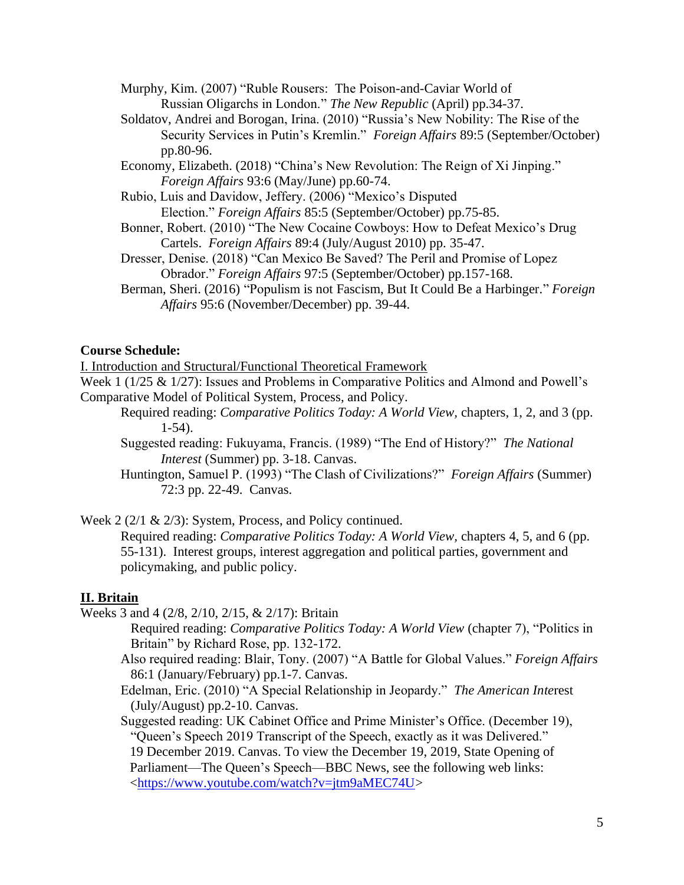Murphy, Kim. (2007) "Ruble Rousers: The Poison-and-Caviar World of Russian Oligarchs in London." *The New Republic* (April) pp.34-37.

Soldatov, Andrei and Borogan, Irina. (2010) "Russia's New Nobility: The Rise of the Security Services in Putin's Kremlin." *Foreign Affairs* 89:5 (September/October) pp.80-96.

Economy, Elizabeth. (2018) "China's New Revolution: The Reign of Xi Jinping." *Foreign Affairs* 93:6 (May/June) pp.60-74.

Rubio, Luis and Davidow, Jeffery. (2006) "Mexico's Disputed Election." *Foreign Affairs* 85:5 (September/October) pp.75-85.

Bonner, Robert. (2010) "The New Cocaine Cowboys: How to Defeat Mexico's Drug Cartels. *Foreign Affairs* 89:4 (July/August 2010) pp. 35-47.

Dresser, Denise. (2018) "Can Mexico Be Saved? The Peril and Promise of Lopez Obrador." *Foreign Affairs* 97:5 (September/October) pp.157-168.

Berman, Sheri. (2016) "Populism is not Fascism, But It Could Be a Harbinger." *Foreign Affairs* 95:6 (November/December) pp. 39-44.

**Course Schedule:**

I. Introduction and Structural/Functional Theoretical Framework

Week 1 (1/25 & 1/27): Issues and Problems in Comparative Politics and Almond and Powell's Comparative Model of Political System, Process, and Policy.

Required reading: *Comparative Politics Today: A World View,* chapters, 1, 2, and 3 (pp. 1-54).

Suggested reading: Fukuyama, Francis. (1989) "The End of History?" *The National Interest* (Summer) pp. 3-18. Canvas.

Huntington, Samuel P. (1993) "The Clash of Civilizations?" *Foreign Affairs* (Summer) 72:3 pp. 22-49. Canvas.

Week 2 (2/1 & 2/3): System, Process, and Policy continued.

Required reading: *Comparative Politics Today: A World View,* chapters 4, 5, and 6 (pp. 55-131). Interest groups, interest aggregation and political parties, government and policymaking, and public policy.

**II. Britain**

Weeks 3 and 4 (2/8, 2/10, 2/15, & 2/17): Britain

Required reading: *Comparative Politics Today: A World View* (chapter 7), "Politics in Britain" by Richard Rose, pp. 132-172.

Also required reading: Blair, Tony. (2007) "A Battle for Global Values." *Foreign Affairs* 86:1 (January/February) pp.1-7. Canvas.

Edelman, Eric. (2010) "A Special Relationship in Jeopardy." *The American Interest* (July/August) pp.2-10. Canvas.

Suggested reading: UK Cabinet Office and Prime Minister's Office. (December 19), "Queen's Speech 2019 Transcript of the Speech, exactly as it was Delivered." 19 December 2019. Canvas. To view the December 19, 2019, State Opening of Parliament—The Queen's Speech—BBC News, see the following web links: <https://www.youtube.com/watch?v=jtm9aMEC74U>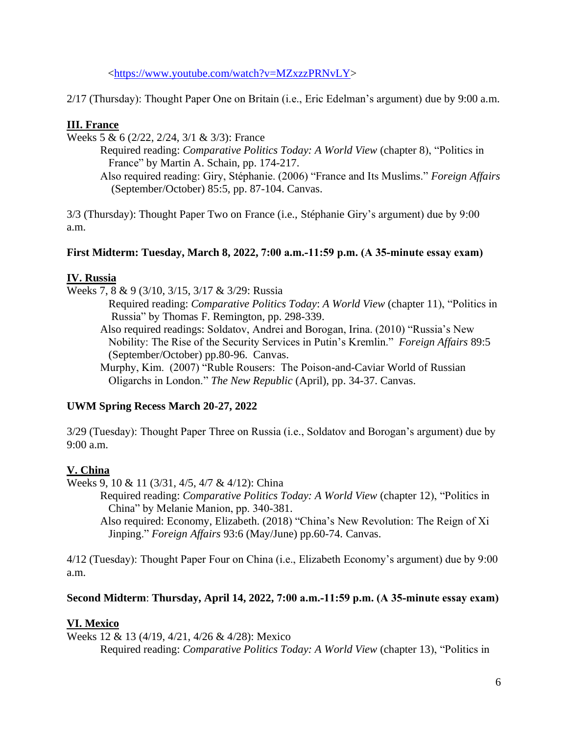<https://www.youtube.com/watch?v=MZxzzPRNvLY>

2/17 (Thursday): Thought Paper One on Britain (i.e., Eric Edelman's argument) due by 9:00 a.m.

## III. France

Weeks 5 & 6 (2/22, 2/24, 3/1 & 3/3): France

Required reading: *Comparative Politics Today: A World View* (chapter 8), "Politics in France" by Martin A. Schain, pp. 174-217.

Also required reading: Giry, Stéphanie. (2006) "France and Its Muslims." *Foreign Affairs* (September/October) 85:5, pp. 87-104. Canvas.

3/3 (Thursday): Thought Paper Two on France (i.e., Stéphanie Giry's argument) due by 9:00 a.m.

**First Midterm: Tuesday, March 8, 2022, 7:00 a.m.-11:59 p.m. (A 35-minute essay exam)**

## IV. Russia

Weeks 7, 8 & 9 (3/10, 3/15, 3/17 & 3/29: Russia

Required reading: *Comparative Politics Today: A World View* (chapter 11), "Politics in Russia" by Thomas F. Remington, pp. 298-339.

Also required readings: Soldatov, Andrei and Borogan, Irina. (2010) "Russia's New Nobility: The Rise of the Security Services in Putin's Kremlin." *Foreign Affairs* 89:5 (September/October) pp.80-96. Canvas.

Murphy, Kim. (2007) "Ruble Rousers: The Poison-and-Caviar World of Russian Oligarchs in London." *The New Republic* (April), pp. 34-37. Canvas.

**UWM Spring Recess March 20-27, 2022**

3/29 (Tuesday): Thought Paper Three on Russia (i.e., Soldatov and Borogan's argument) due by 9:00 a.m.

## V. China

Weeks 9, 10 & 11 (3/31, 4/5, 4/7 & 4/12): China

Required reading: *Comparative Politics Today: A World View* (chapter 12), "Politics in China" by Melanie Manion, pp. 340-381.

Also required: Economy, Elizabeth. (2018) "China's New Revolution: The Reign of Xi Jinping." *Foreign Affairs* 93:6 (May/June) pp.60-74. Canvas.

4/12 (Tuesday): Thought Paper Four on China (i.e., Elizabeth Economy's argument) due by 9:00 a.m.

**Second Midterm**: **Thursday, April 14, 2022, 7:00 a.m.-11:59 p.m. (A 35-minute essay exam)**

## VI. Mexico

Weeks 12 & 13 (4/19, 4/21, 4/26 & 4/28): Mexico

Required reading: *Comparative Politics Today: A World View* (chapter 13), "Politics in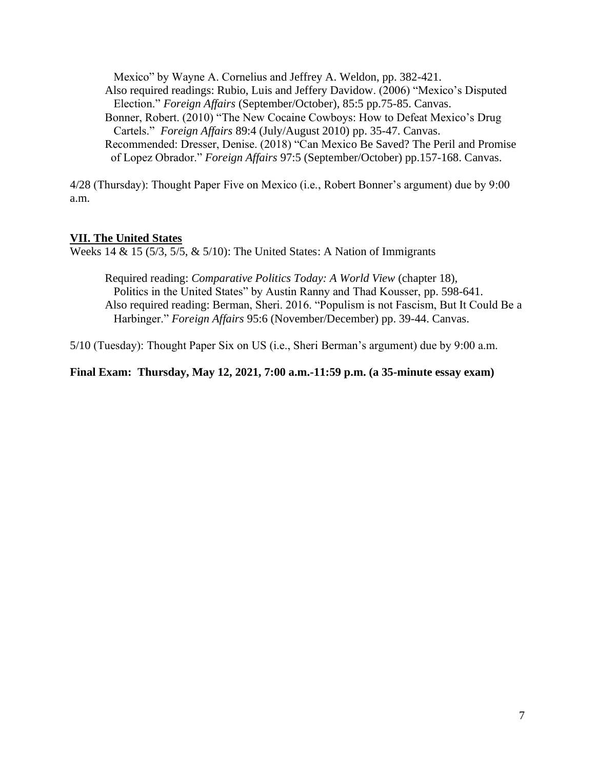Mexico" by Wayne A. Cornelius and Jeffrey A. Weldon, pp. 382-421.
Also required readings: Rubio, Luis and Jeffery Davidow. (2006) "Mexico's Disputed Election." *Foreign Affairs* (September/October), 85:5 pp.75-85. Canvas.
Bonner, Robert. (2010) "The New Cocaine Cowboys: How to Defeat Mexico's Drug Cartels." *Foreign Affairs* 89:4 (July/August 2010) pp. 35-47. Canvas.
Recommended: Dresser, Denise. (2018) "Can Mexico Be Saved? The Peril and Promise of Lopez Obrador." *Foreign Affairs* 97:5 (September/October) pp.157-168. Canvas.

4/28 (Thursday): Thought Paper Five on Mexico (i.e., Robert Bonner's argument) due by 9:00 a.m.

**VII. The United States**

Weeks 14 & 15 (5/3, 5/5, & 5/10): The United States: A Nation of Immigrants

Required reading: *Comparative Politics Today: A World View* (chapter 18), Politics in the United States" by Austin Ranny and Thad Kousser, pp. 598-641.
Also required reading: Berman, Sheri. 2016. "Populism is not Fascism, But It Could Be a Harbinger." *Foreign Affairs* 95:6 (November/December) pp. 39-44. Canvas.

5/10 (Tuesday): Thought Paper Six on US (i.e., Sheri Berman's argument) due by 9:00 a.m.

**Final Exam: Thursday, May 12, 2021, 7:00 a.m.-11:59 p.m. (a 35-minute essay exam)**